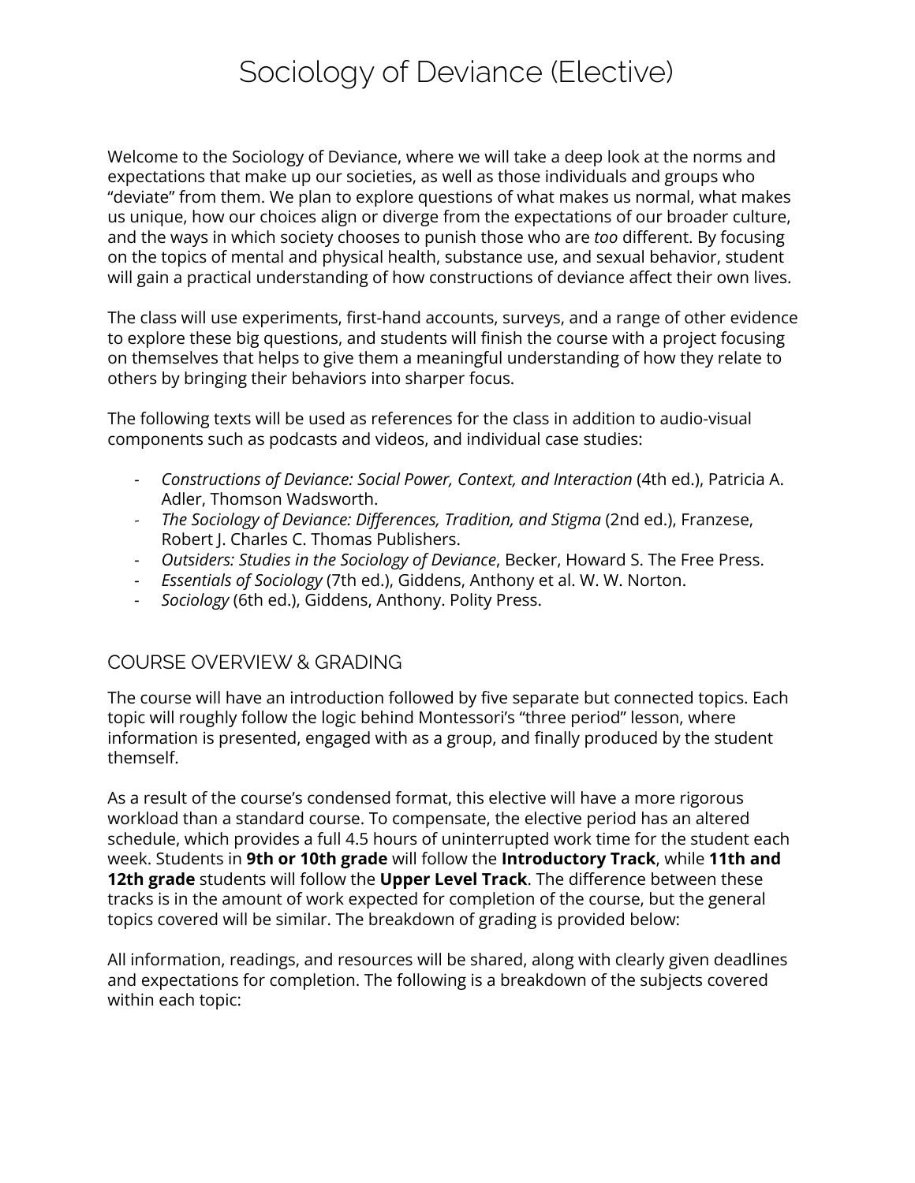# Sociology of Deviance (Elective)

Welcome to the Sociology of Deviance, where we will take a deep look at the norms and expectations that make up our societies, as well as those individuals and groups who "deviate" from them. We plan to explore questions of what makes us normal, what makes us unique, how our choices align or diverge from the expectations of our broader culture, and the ways in which society chooses to punish those who are *too* different. By focusing on the topics of mental and physical health, substance use, and sexual behavior, student will gain a practical understanding of how constructions of deviance affect their own lives.

The class will use experiments, first-hand accounts, surveys, and a range of other evidence to explore these big questions, and students will finish the course with a project focusing on themselves that helps to give them a meaningful understanding of how they relate to others by bringing their behaviors into sharper focus.

The following texts will be used as references for the class in addition to audio-visual components such as podcasts and videos, and individual case studies:

- *Constructions of Deviance: Social Power, Context, and Interaction* (4th ed.), Patricia A. Adler, Thomson Wadsworth.
- *The Sociology of Deviance: Differences, Tradition, and Stigma* (2nd ed.), Franzese, Robert J. Charles C. Thomas Publishers.
- *Outsiders: Studies in the Sociology of Deviance*, Becker, Howard S. The Free Press.
- *Essentials of Sociology* (7th ed.), Giddens, Anthony et al. W. W. Norton.
- *Sociology* (6th ed.), Giddens, Anthony. Polity Press.

## COURSE OVERVIEW & GRADING

The course will have an introduction followed by five separate but connected topics. Each topic will roughly follow the logic behind Montessori's "three period" lesson, where information is presented, engaged with as a group, and finally produced by the student themself.

As a result of the course's condensed format, this elective will have a more rigorous workload than a standard course. To compensate, the elective period has an altered schedule, which provides a full 4.5 hours of uninterrupted work time for the student each week. Students in **9th or 10th grade** will follow the **Introductory Track**, while **11th and 12th grade** students will follow the **Upper Level Track**. The difference between these tracks is in the amount of work expected for completion of the course, but the general topics covered will be similar. The breakdown of grading is provided below:

All information, readings, and resources will be shared, along with clearly given deadlines and expectations for completion. The following is a breakdown of the subjects covered within each topic: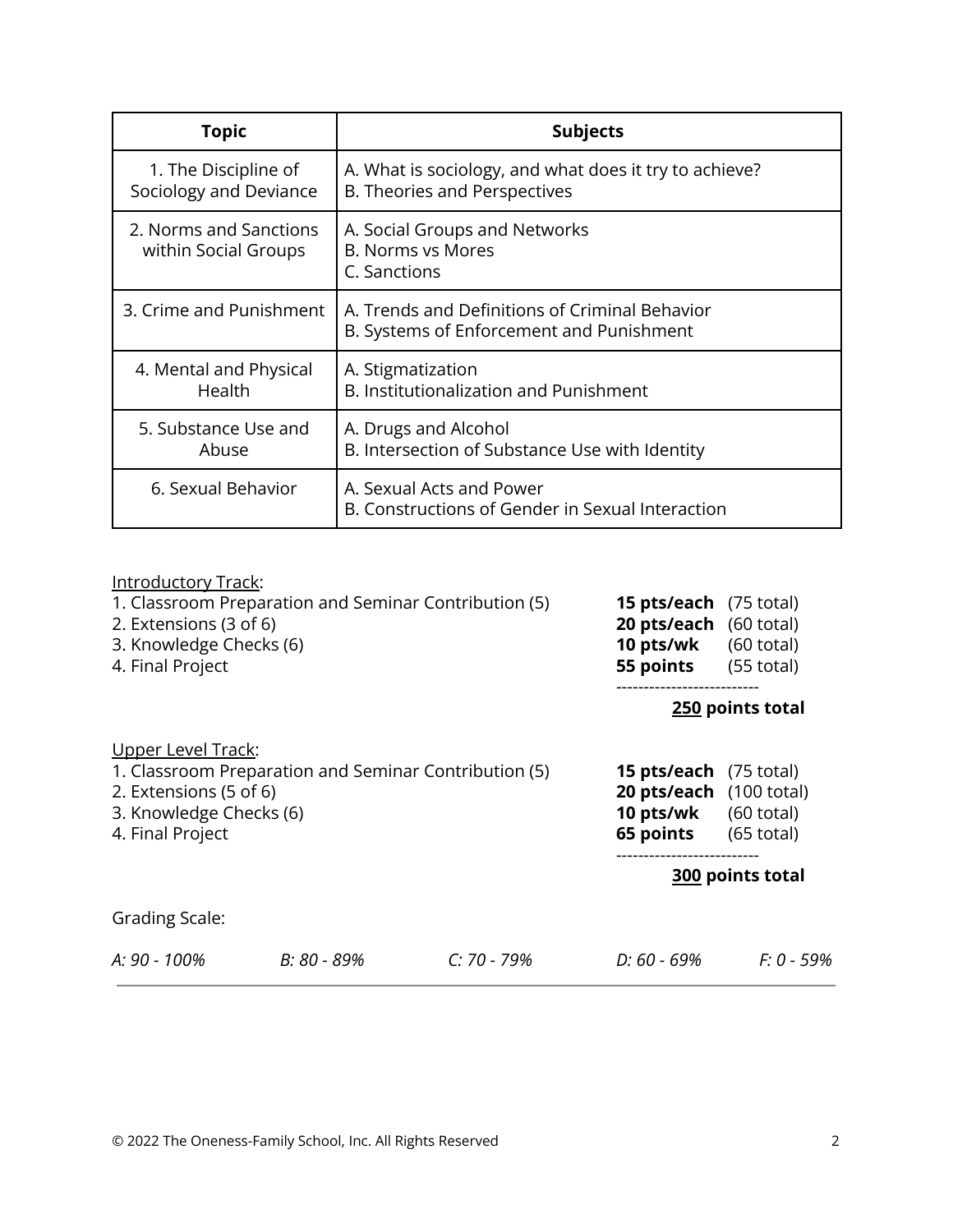| Topic | Subjects |
| --- | --- |
| 1. The Discipline of Sociology and Deviance | A. What is sociology, and what does it try to achieve?<br>B. Theories and Perspectives |
| 2. Norms and Sanctions within Social Groups | A. Social Groups and Networks<br>B. Norms vs Mores<br>C. Sanctions |
| 3. Crime and Punishment | A. Trends and Definitions of Criminal Behavior<br>B. Systems of Enforcement and Punishment |
| 4. Mental and Physical Health | A. Stigmatization<br>B. Institutionalization and Punishment |
| 5. Substance Use and Abuse | A. Drugs and Alcohol<br>B. Intersection of Substance Use with Identity |
| 6. Sexual Behavior | A. Sexual Acts and Power<br>B. Constructions of Gender in Sexual Interaction |

<u>Introductory Track</u>:

| | | |
| --- | --- | --- |
| 1. Classroom Preparation and Seminar Contribution (5) | **15 pts/each** | (75 total) |
| 2. Extensions (3 of 6) | **20 pts/each** | (60 total) |
| 3. Knowledge Checks (6) | **10 pts/wk** | (60 total) |
| 4. Final Project | **55 points** | (55 total) |
| | | **<u>250</u> points total** |

<u>Upper Level Track</u>:

| | | |
| --- | --- | --- |
| 1. Classroom Preparation and Seminar Contribution (5) | **15 pts/each** | (75 total) |
| 2. Extensions (5 of 6) | **20 pts/each** | (100 total) |
| 3. Knowledge Checks (6) | **10 pts/wk** | (60 total) |
| 4. Final Project | **65 points** | (65 total) |
| | | **<u>300</u> points total** |

Grading Scale:

*A: 90 - 100%* *B: 80 - 89%* *C: 70 - 79%* *D: 60 - 69%* *F: 0 - 59%*

---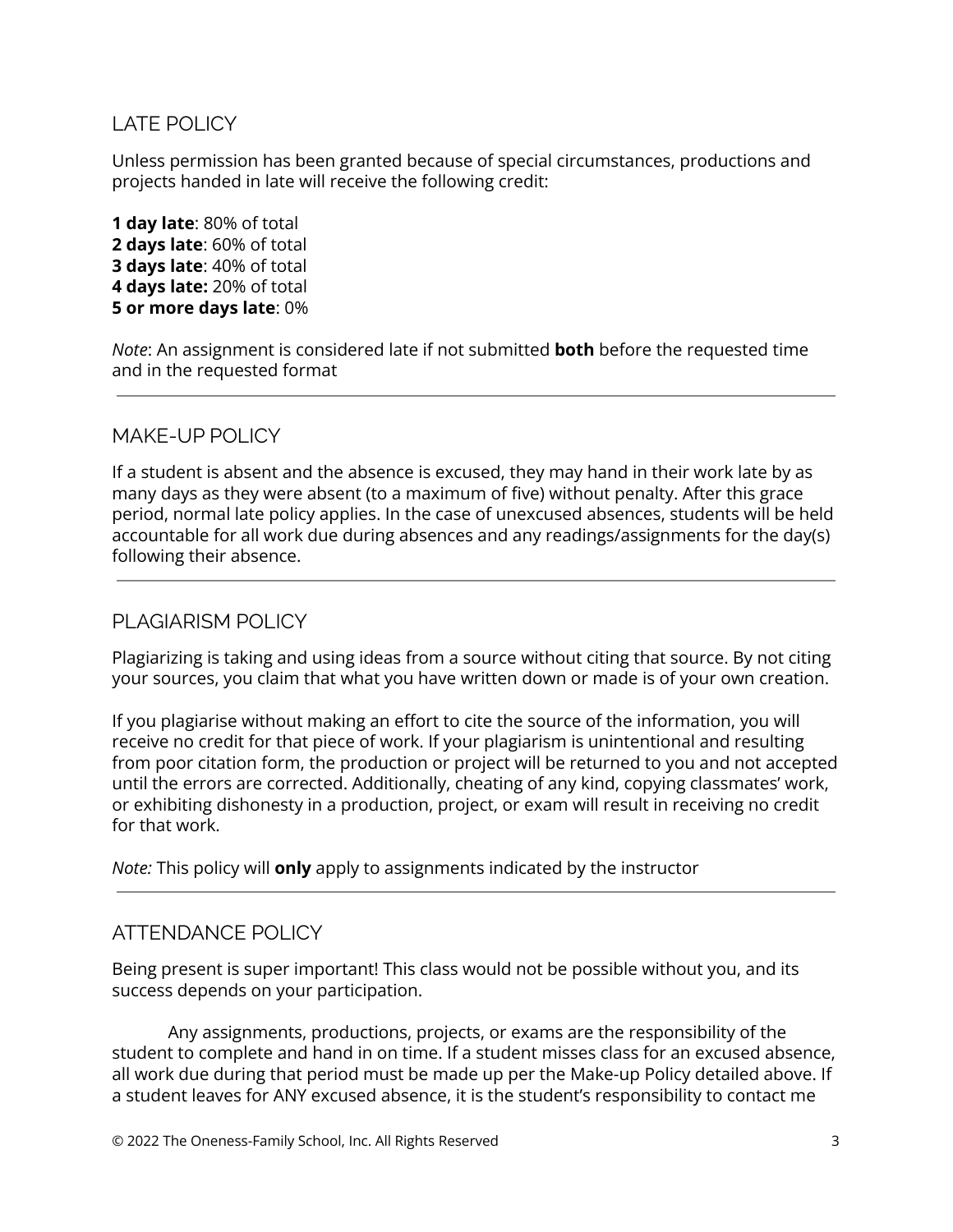## LATE POLICY

Unless permission has been granted because of special circumstances, productions and projects handed in late will receive the following credit:

**1 day late**: 80% of total
**2 days late**: 60% of total
**3 days late**: 40% of total
**4 days late:** 20% of total
**5 or more days late**: 0%

*Note*: An assignment is considered late if not submitted **both** before the requested time and in the requested format

---

## MAKE-UP POLICY

If a student is absent and the absence is excused, they may hand in their work late by as many days as they were absent (to a maximum of five) without penalty. After this grace period, normal late policy applies. In the case of unexcused absences, students will be held accountable for all work due during absences and any readings/assignments for the day(s) following their absence.

---

## PLAGIARISM POLICY

Plagiarizing is taking and using ideas from a source without citing that source. By not citing your sources, you claim that what you have written down or made is of your own creation.

If you plagiarise without making an effort to cite the source of the information, you will receive no credit for that piece of work. If your plagiarism is unintentional and resulting from poor citation form, the production or project will be returned to you and not accepted until the errors are corrected. Additionally, cheating of any kind, copying classmates' work, or exhibiting dishonesty in a production, project, or exam will result in receiving no credit for that work.

*Note:* This policy will **only** apply to assignments indicated by the instructor

---

## ATTENDANCE POLICY

Being present is super important! This class would not be possible without you, and its success depends on your participation.

Any assignments, productions, projects, or exams are the responsibility of the student to complete and hand in on time. If a student misses class for an excused absence, all work due during that period must be made up per the Make-up Policy detailed above. If a student leaves for ANY excused absence, it is the student's responsibility to contact me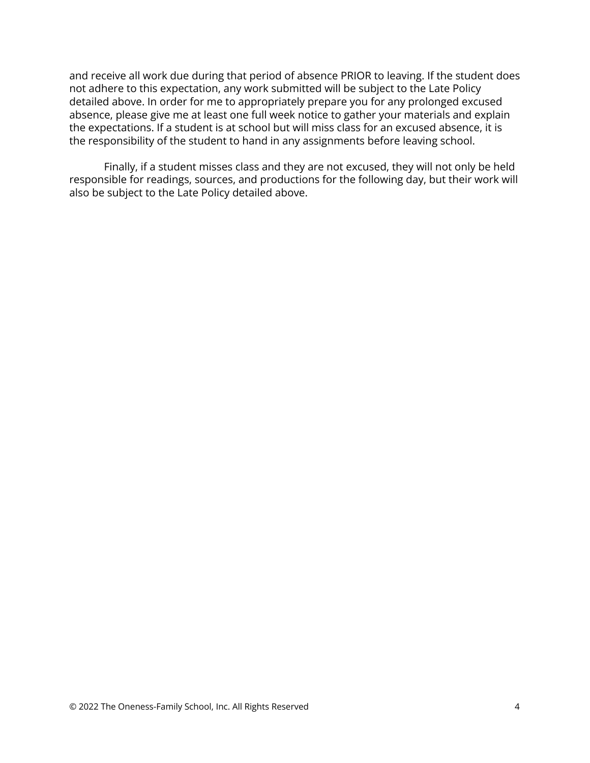and receive all work due during that period of absence PRIOR to leaving. If the student does not adhere to this expectation, any work submitted will be subject to the Late Policy detailed above. In order for me to appropriately prepare you for any prolonged excused absence, please give me at least one full week notice to gather your materials and explain the expectations. If a student is at school but will miss class for an excused absence, it is the responsibility of the student to hand in any assignments before leaving school.

Finally, if a student misses class and they are not excused, they will not only be held responsible for readings, sources, and productions for the following day, but their work will also be subject to the Late Policy detailed above.

© 2022 The Oneness-Family School, Inc. All Rights Reserved